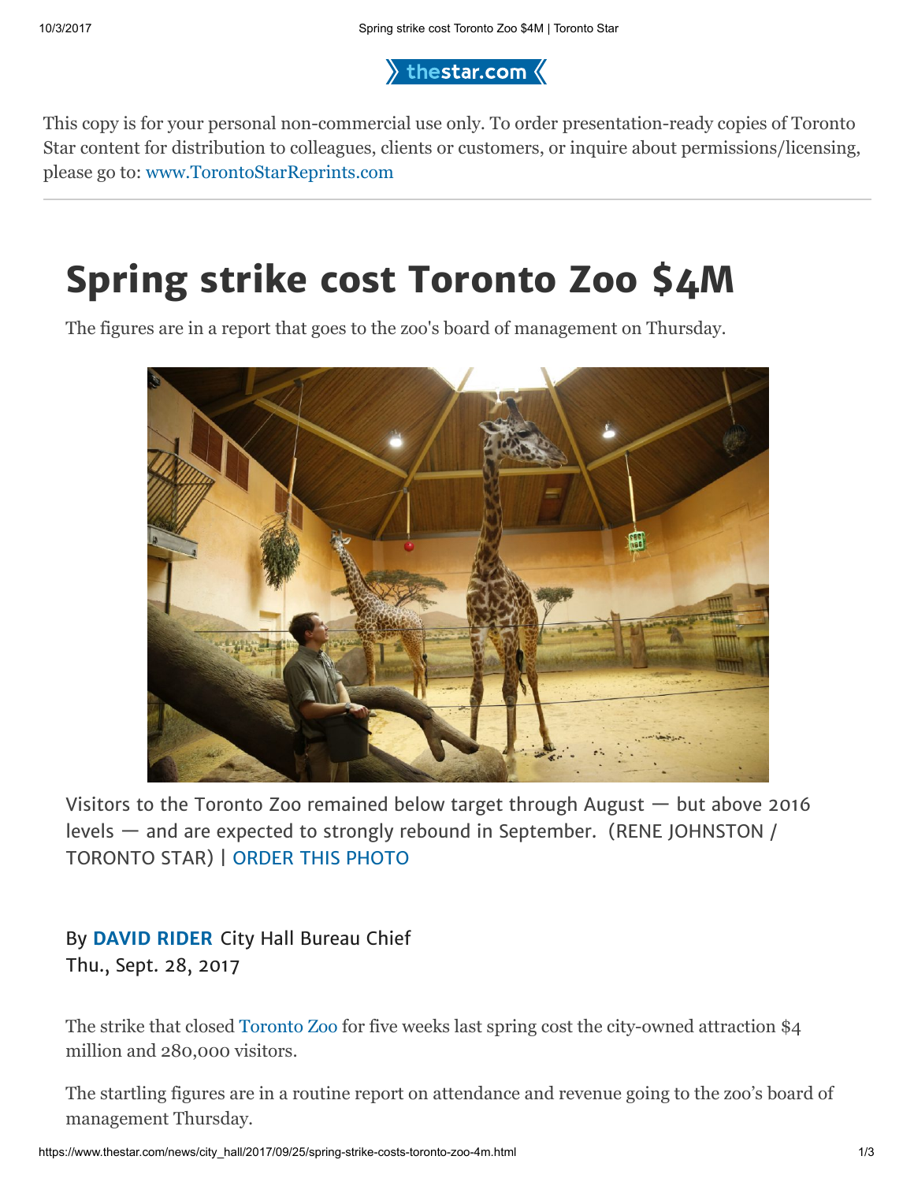This copy is for your personal non-commercial use only. To order presentation-ready copies of Toronto Star content for distribution to colleagues, clients or customers, or inquire about permissions/licensing, please go to: www.TorontoStarReprints.com

# Spring strike cost Toronto Zoo $4M

The figures are in a report that goes to the zoo's board of management on Thursday.

Visitors to the Toronto Zoo remained below target through August — but above 2016 levels — and are expected to strongly rebound in September. (RENE JOHNSTON / TORONTO STAR) | ORDER THIS PHOTO

By **DAVID RIDER** City Hall Bureau Chief
Thu., Sept. 28, 2017

The strike that closed Toronto Zoo for five weeks last spring cost the city-owned attraction $4 million and 280,000 visitors.

The startling figures are in a routine report on attendance and revenue going to the zoo's board of management Thursday.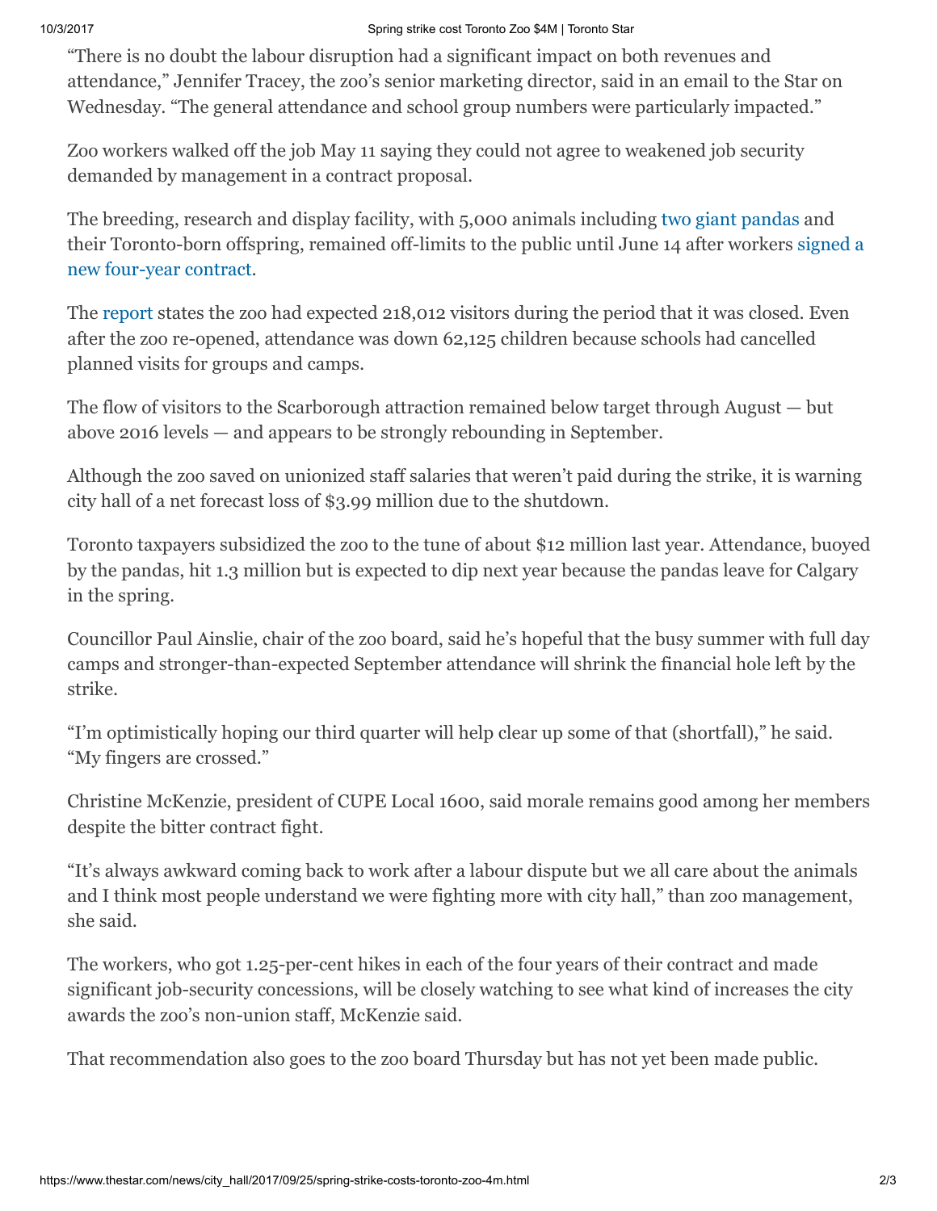“There is no doubt the labour disruption had a significant impact on both revenues and attendance,” Jennifer Tracey, the zoo’s senior marketing director, said in an email to the Star on Wednesday. “The general attendance and school group numbers were particularly impacted.”

Zoo workers walked off the job May 11 saying they could not agree to weakened job security demanded by management in a contract proposal.

The breeding, research and display facility, with 5,000 animals including two giant pandas and their Toronto-born offspring, remained off-limits to the public until June 14 after workers signed a new four-year contract.

The report states the zoo had expected 218,012 visitors during the period that it was closed. Even after the zoo re-opened, attendance was down 62,125 children because schools had cancelled planned visits for groups and camps.

The flow of visitors to the Scarborough attraction remained below target through August — but above 2016 levels — and appears to be strongly rebounding in September.

Although the zoo saved on unionized staff salaries that weren’t paid during the strike, it is warning city hall of a net forecast loss of $3.99 million due to the shutdown.

Toronto taxpayers subsidized the zoo to the tune of about $12 million last year. Attendance, buoyed by the pandas, hit 1.3 million but is expected to dip next year because the pandas leave for Calgary in the spring.

Councillor Paul Ainslie, chair of the zoo board, said he’s hopeful that the busy summer with full day camps and stronger-than-expected September attendance will shrink the financial hole left by the strike.

“I’m optimistically hoping our third quarter will help clear up some of that (shortfall),” he said. “My fingers are crossed.”

Christine McKenzie, president of CUPE Local 1600, said morale remains good among her members despite the bitter contract fight.

“It’s always awkward coming back to work after a labour dispute but we all care about the animals and I think most people understand we were fighting more with city hall,” than zoo management, she said.

The workers, who got 1.25-per-cent hikes in each of the four years of their contract and made significant job-security concessions, will be closely watching to see what kind of increases the city awards the zoo’s non-union staff, McKenzie said.

That recommendation also goes to the zoo board Thursday but has not yet been made public.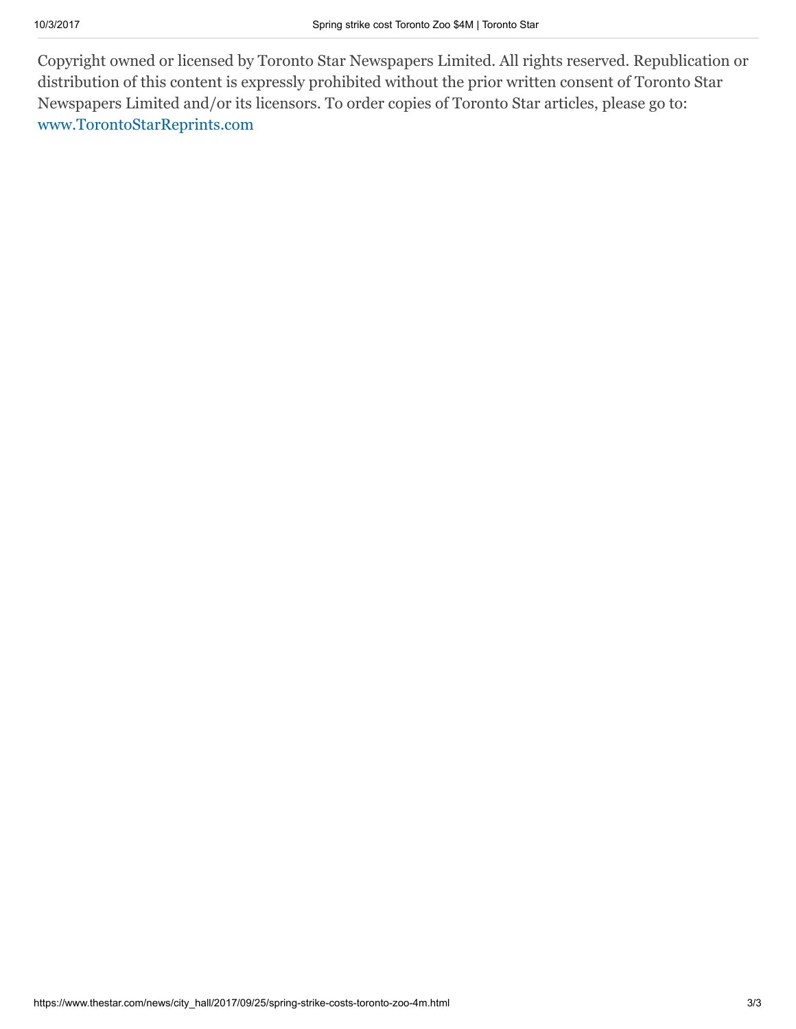Copyright owned or licensed by Toronto Star Newspapers Limited. All rights reserved. Republication or distribution of this content is expressly prohibited without the prior written consent of Toronto Star Newspapers Limited and/or its licensors. To order copies of Toronto Star articles, please go to: www.TorontoStarReprints.com